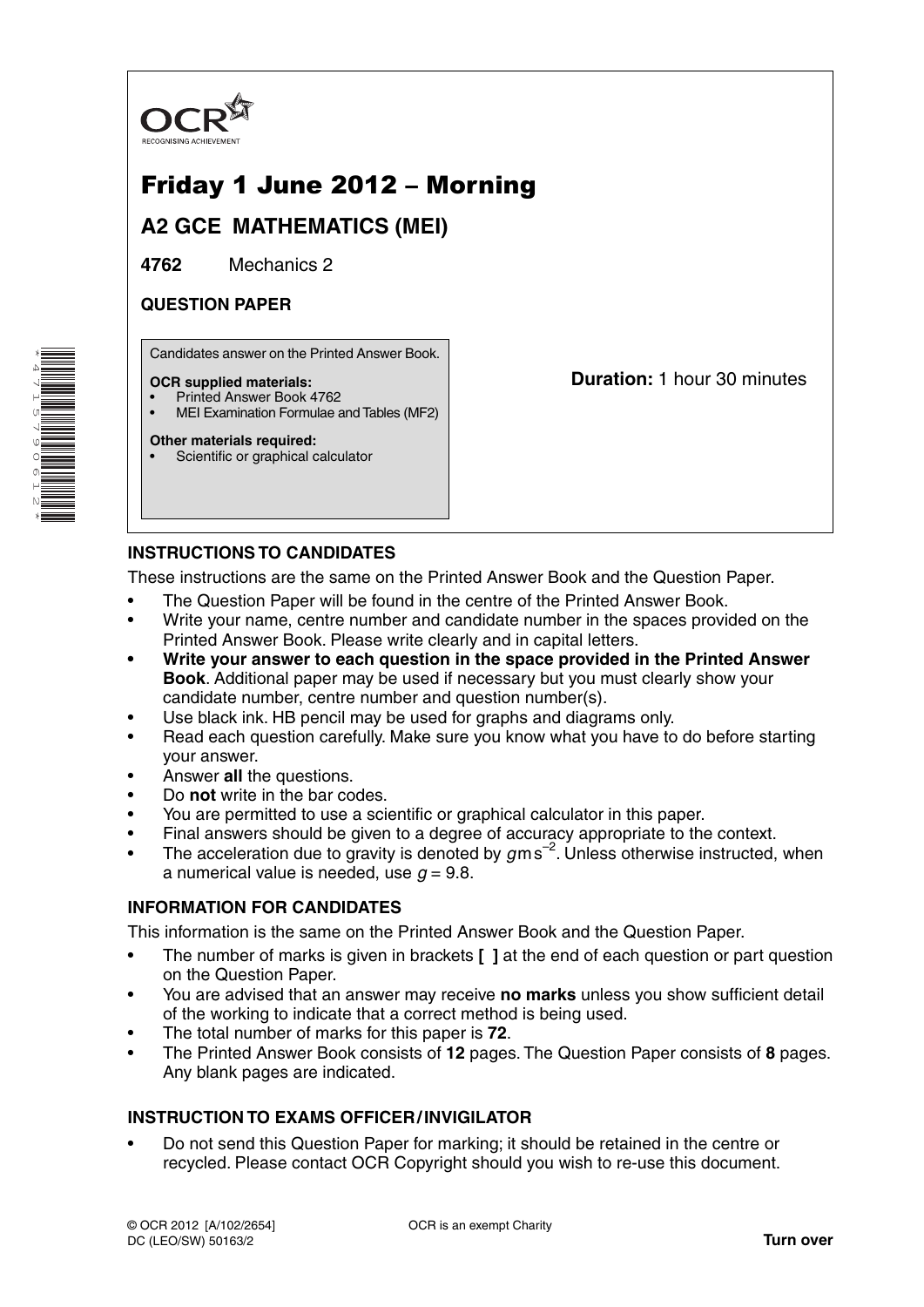OCR
RECOGNISING ACHIEVEMENT

# Friday 1 June 2012 – Morning

## A2 GCE MATHEMATICS (MEI)

**4762** Mechanics 2

**QUESTION PAPER**

Candidates answer on the Printed Answer Book.

**OCR supplied materials:**
- Printed Answer Book 4762
- MEI Examination Formulae and Tables (MF2)

**Other materials required:**
- Scientific or graphical calculator

**Duration:** 1 hour 30 minutes

### INSTRUCTIONS TO CANDIDATES

These instructions are the same on the Printed Answer Book and the Question Paper.

- The Question Paper will be found in the centre of the Printed Answer Book.
- Write your name, centre number and candidate number in the spaces provided on the Printed Answer Book. Please write clearly and in capital letters.
- **Write your answer to each question in the space provided in the Printed Answer Book**. Additional paper may be used if necessary but you must clearly show your candidate number, centre number and question number(s).
- Use black ink. HB pencil may be used for graphs and diagrams only.
- Read each question carefully. Make sure you know what you have to do before starting your answer.
- Answer **all** the questions.
- Do **not** write in the bar codes.
- You are permitted to use a scientific or graphical calculator in this paper.
- Final answers should be given to a degree of accuracy appropriate to the context.
- The acceleration due to gravity is denoted by $g\,\text{m}\,\text{s}^{-2}$. Unless otherwise instructed, when a numerical value is needed, use $g = 9.8$.

### INFORMATION FOR CANDIDATES

This information is the same on the Printed Answer Book and the Question Paper.

- The number of marks is given in brackets **[ ]** at the end of each question or part question on the Question Paper.
- You are advised that an answer may receive **no marks** unless you show sufficient detail of the working to indicate that a correct method is being used.
- The total number of marks for this paper is **72**.
- The Printed Answer Book consists of **12** pages. The Question Paper consists of **8** pages. Any blank pages are indicated.

### INSTRUCTION TO EXAMS OFFICER / INVIGILATOR

- Do not send this Question Paper for marking; it should be retained in the centre or recycled. Please contact OCR Copyright should you wish to re-use this document.

© OCR 2012 [A/102/2654]
DC (LEO/SW) 50163/2

OCR is an exempt Charity

**Turn over**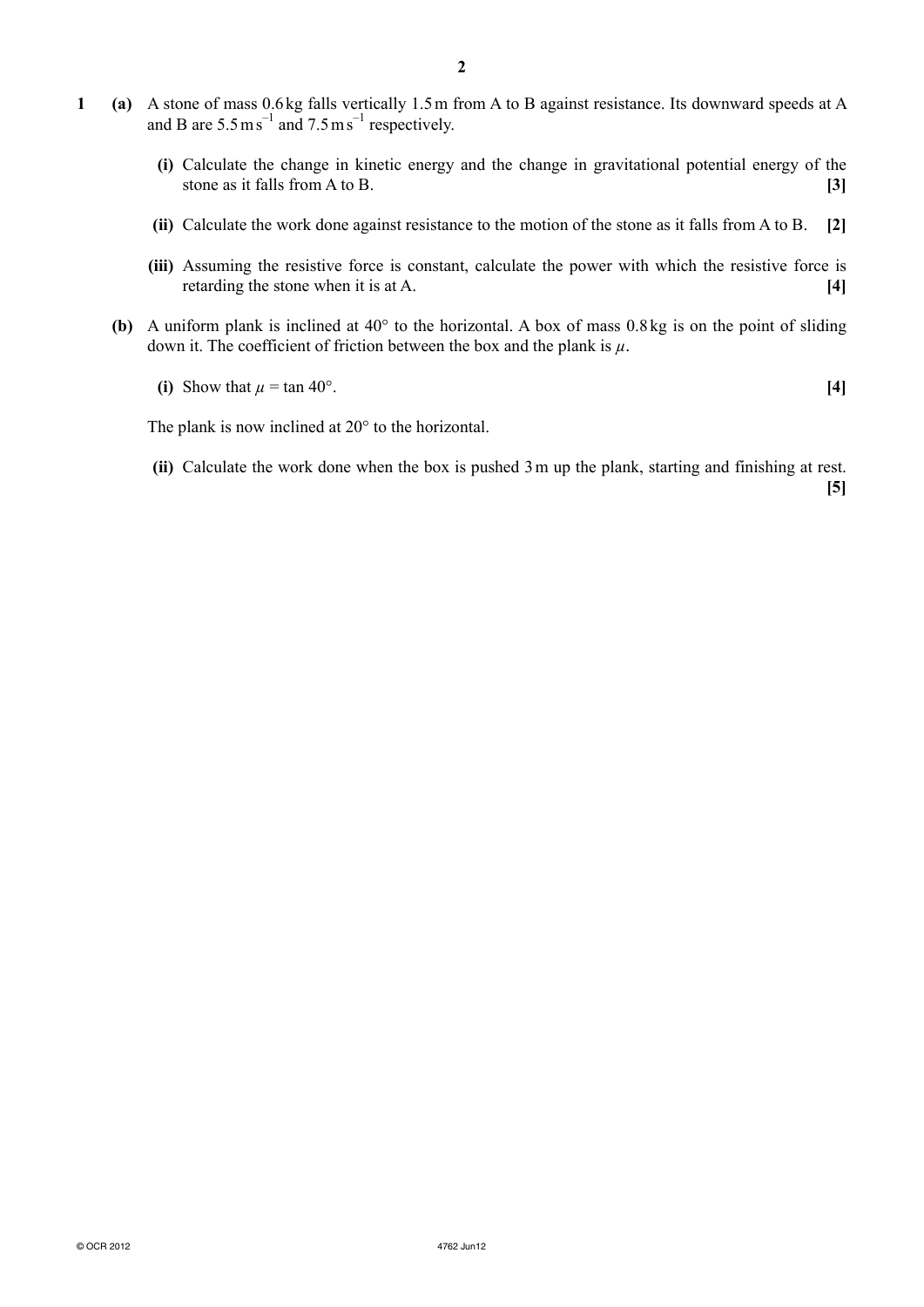**1** **(a)** A stone of mass 0.6 kg falls vertically 1.5 m from A to B against resistance. Its downward speeds at A and B are $5.5\,\text{m}\,\text{s}^{-1}$ and $7.5\,\text{m}\,\text{s}^{-1}$ respectively.

**(i)** Calculate the change in kinetic energy and the change in gravitational potential energy of the stone as it falls from A to B. **[3]**

**(ii)** Calculate the work done against resistance to the motion of the stone as it falls from A to B. **[2]**

**(iii)** Assuming the resistive force is constant, calculate the power with which the resistive force is retarding the stone when it is at A. **[4]**

**(b)** A uniform plank is inclined at 40° to the horizontal. A box of mass 0.8 kg is on the point of sliding down it. The coefficient of friction between the box and the plank is $\mu$.

**(i)** Show that $\mu = \tan 40°$. **[4]**

The plank is now inclined at 20° to the horizontal.

**(ii)** Calculate the work done when the box is pushed 3 m up the plank, starting and finishing at rest. **[5]**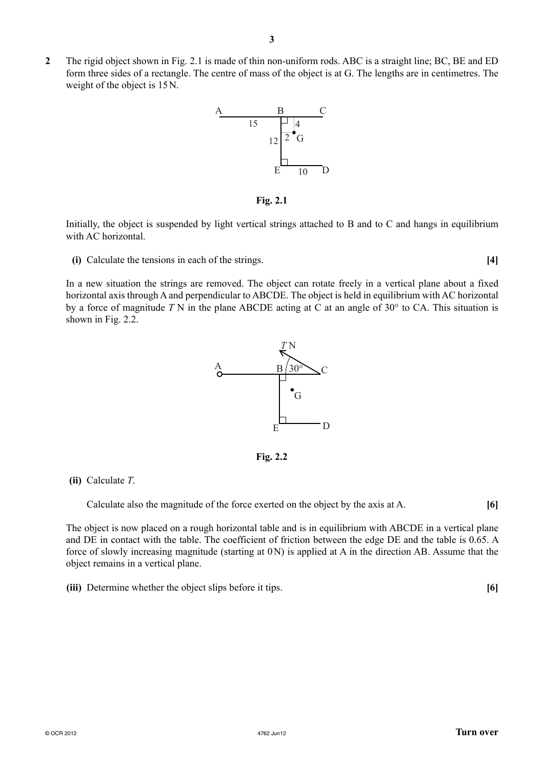**2** The rigid object shown in Fig. 2.1 is made of thin non-uniform rods. ABC is a straight line; BC, BE and ED form three sides of a rectangle. The centre of mass of the object is at G. The lengths are in centimetres. The weight of the object is 15 N.

**Fig. 2.1**

Initially, the object is suspended by light vertical strings attached to B and to C and hangs in equilibrium with AC horizontal.

**(i)** Calculate the tensions in each of the strings. **[4]**

In a new situation the strings are removed. The object can rotate freely in a vertical plane about a fixed horizontal axis through A and perpendicular to ABCDE. The object is held in equilibrium with AC horizontal by a force of magnitude $T$ N in the plane ABCDE acting at C at an angle of 30° to CA. This situation is shown in Fig. 2.2.

**Fig. 2.2**

**(ii)** Calculate $T$.

Calculate also the magnitude of the force exerted on the object by the axis at A. **[6]**

The object is now placed on a rough horizontal table and is in equilibrium with ABCDE in a vertical plane and DE in contact with the table. The coefficient of friction between the edge DE and the table is 0.65. A force of slowly increasing magnitude (starting at 0 N) is applied at A in the direction AB. Assume that the object remains in a vertical plane.

**(iii)** Determine whether the object slips before it tips. **[6]**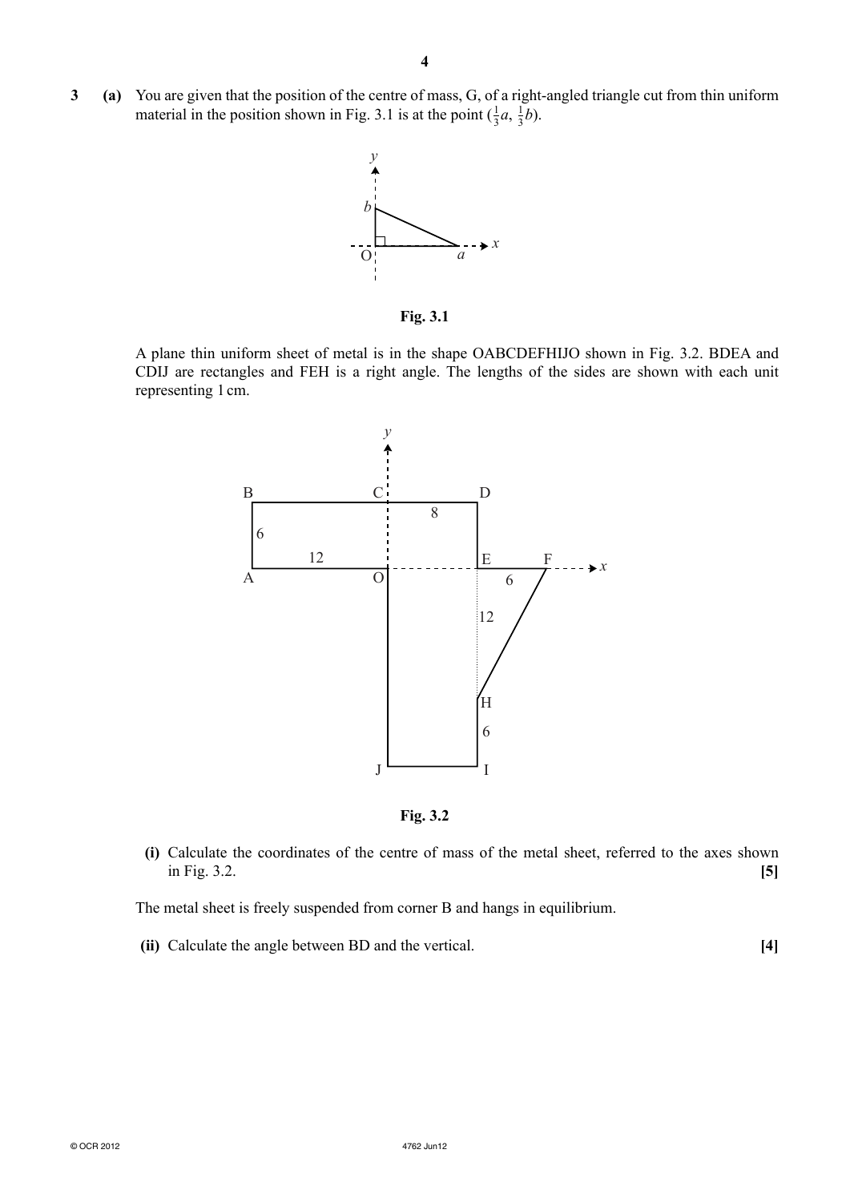**3 (a)** You are given that the position of the centre of mass, G, of a right-angled triangle cut from thin uniform material in the position shown in Fig. 3.1 is at the point $(\frac{1}{3}a, \frac{1}{3}b)$.

Fig. 3.1

A plane thin uniform sheet of metal is in the shape OABCDEFHIJO shown in Fig. 3.2. BDEA and CDIJ are rectangles and FEH is a right angle. The lengths of the sides are shown with each unit representing 1 cm.

Fig. 3.2

**(i)** Calculate the coordinates of the centre of mass of the metal sheet, referred to the axes shown in Fig. 3.2. **[5]**

The metal sheet is freely suspended from corner B and hangs in equilibrium.

**(ii)** Calculate the angle between BD and the vertical. **[4]**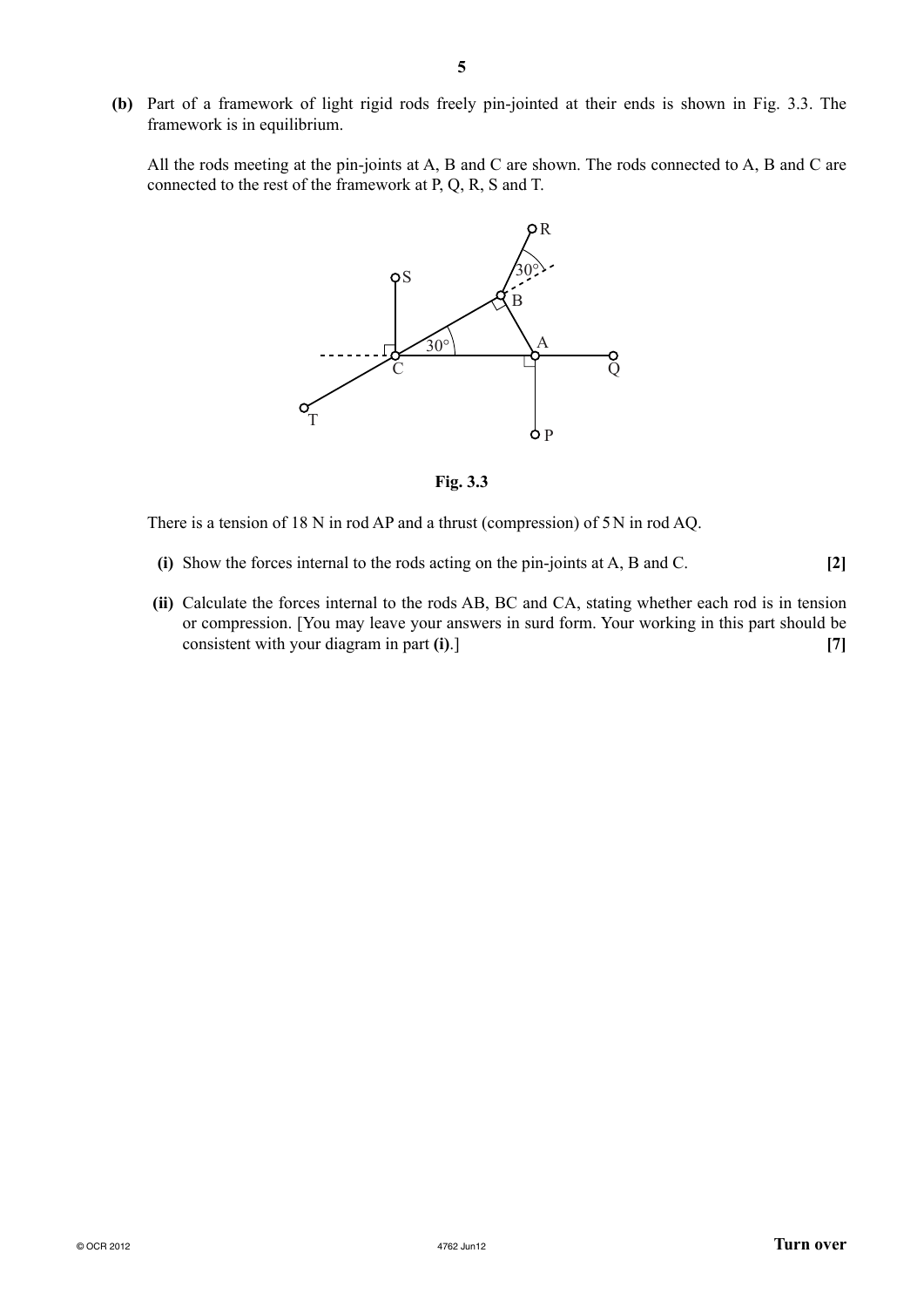**(b)** Part of a framework of light rigid rods freely pin-jointed at their ends is shown in Fig. 3.3. The framework is in equilibrium.

All the rods meeting at the pin-joints at A, B and C are shown. The rods connected to A, B and C are connected to the rest of the framework at P, Q, R, S and T.

**Fig. 3.3**

There is a tension of 18 N in rod AP and a thrust (compression) of 5 N in rod AQ.

**(i)** Show the forces internal to the rods acting on the pin-joints at A, B and C. **[2]**

**(ii)** Calculate the forces internal to the rods AB, BC and CA, stating whether each rod is in tension or compression. [You may leave your answers in surd form. Your working in this part should be consistent with your diagram in part **(i)**.] **[7]**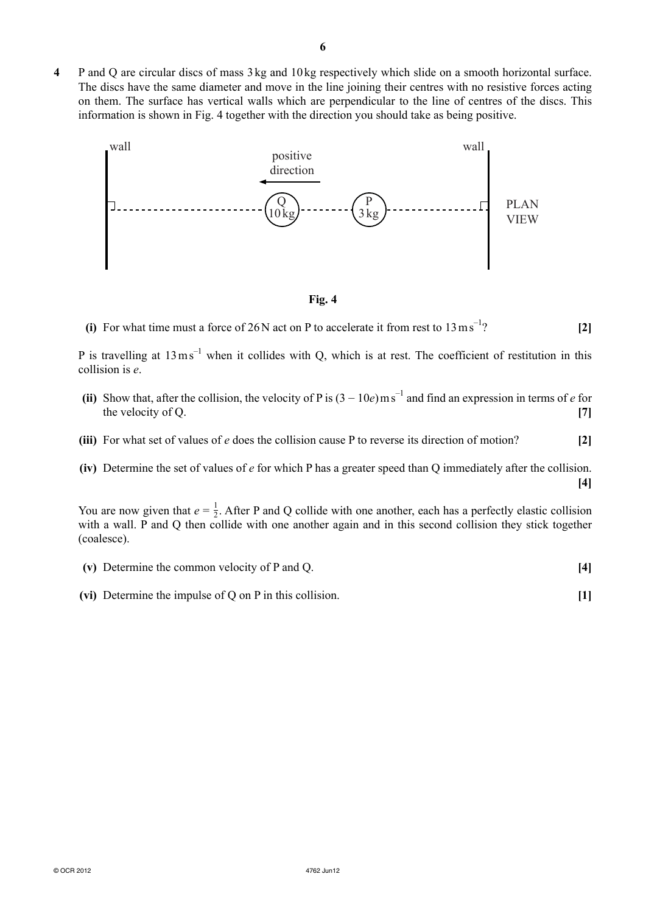**4** P and Q are circular discs of mass 3 kg and 10 kg respectively which slide on a smooth horizontal surface. The discs have the same diameter and move in the line joining their centres with no resistive forces acting on them. The surface has vertical walls which are perpendicular to the line of centres of the discs. This information is shown in Fig. 4 together with the direction you should take as being positive.

**Fig. 4**

**(i)** For what time must a force of 26 N act on P to accelerate it from rest to $13\,\text{m s}^{-1}$? **[2]**

P is travelling at $13\,\text{m s}^{-1}$ when it collides with Q, which is at rest. The coefficient of restitution in this collision is $e$.

**(ii)** Show that, after the collision, the velocity of P is $(3 - 10e)\,\text{m s}^{-1}$ and find an expression in terms of $e$ for the velocity of Q. **[7]**

**(iii)** For what set of values of $e$ does the collision cause P to reverse its direction of motion? **[2]**

**(iv)** Determine the set of values of $e$ for which P has a greater speed than Q immediately after the collision. **[4]**

You are now given that $e = \frac{1}{2}$. After P and Q collide with one another, each has a perfectly elastic collision with a wall. P and Q then collide with one another again and in this second collision they stick together (coalesce).

**(v)** Determine the common velocity of P and Q. **[4]**

**(vi)** Determine the impulse of Q on P in this collision. **[1]**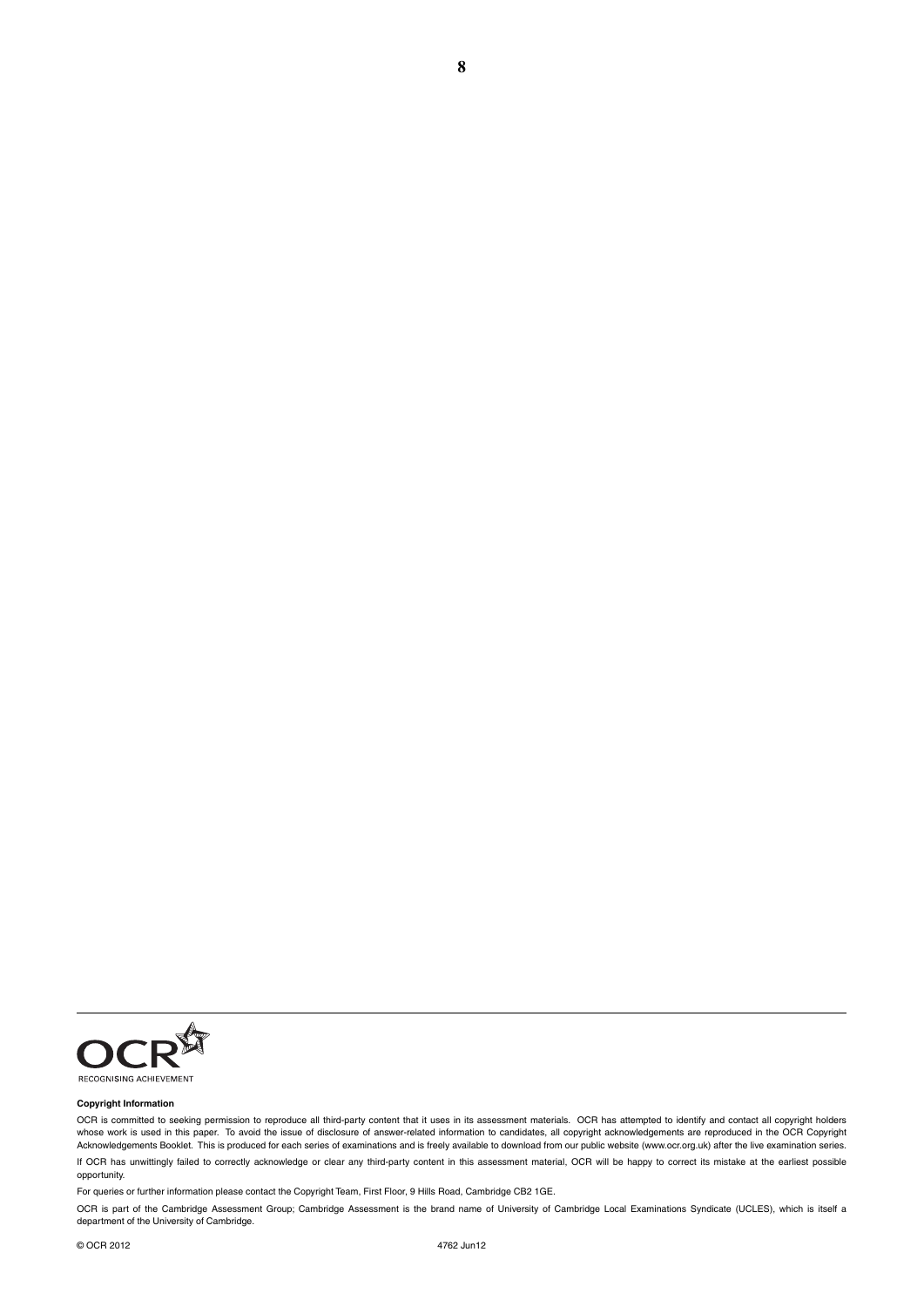**Copyright Information**

OCR is committed to seeking permission to reproduce all third-party content that it uses in its assessment materials. OCR has attempted to identify and contact all copyright holders whose work is used in this paper. To avoid the issue of disclosure of answer-related information to candidates, all copyright acknowledgements are reproduced in the OCR Copyright Acknowledgements Booklet. This is produced for each series of examinations and is freely available to download from our public website (www.ocr.org.uk) after the live examination series.

If OCR has unwittingly failed to correctly acknowledge or clear any third-party content in this assessment material, OCR will be happy to correct its mistake at the earliest possible opportunity.

For queries or further information please contact the Copyright Team, First Floor, 9 Hills Road, Cambridge CB2 1GE.

OCR is part of the Cambridge Assessment Group; Cambridge Assessment is the brand name of University of Cambridge Local Examinations Syndicate (UCLES), which is itself a department of the University of Cambridge.

© OCR 2012 4762 Jun12